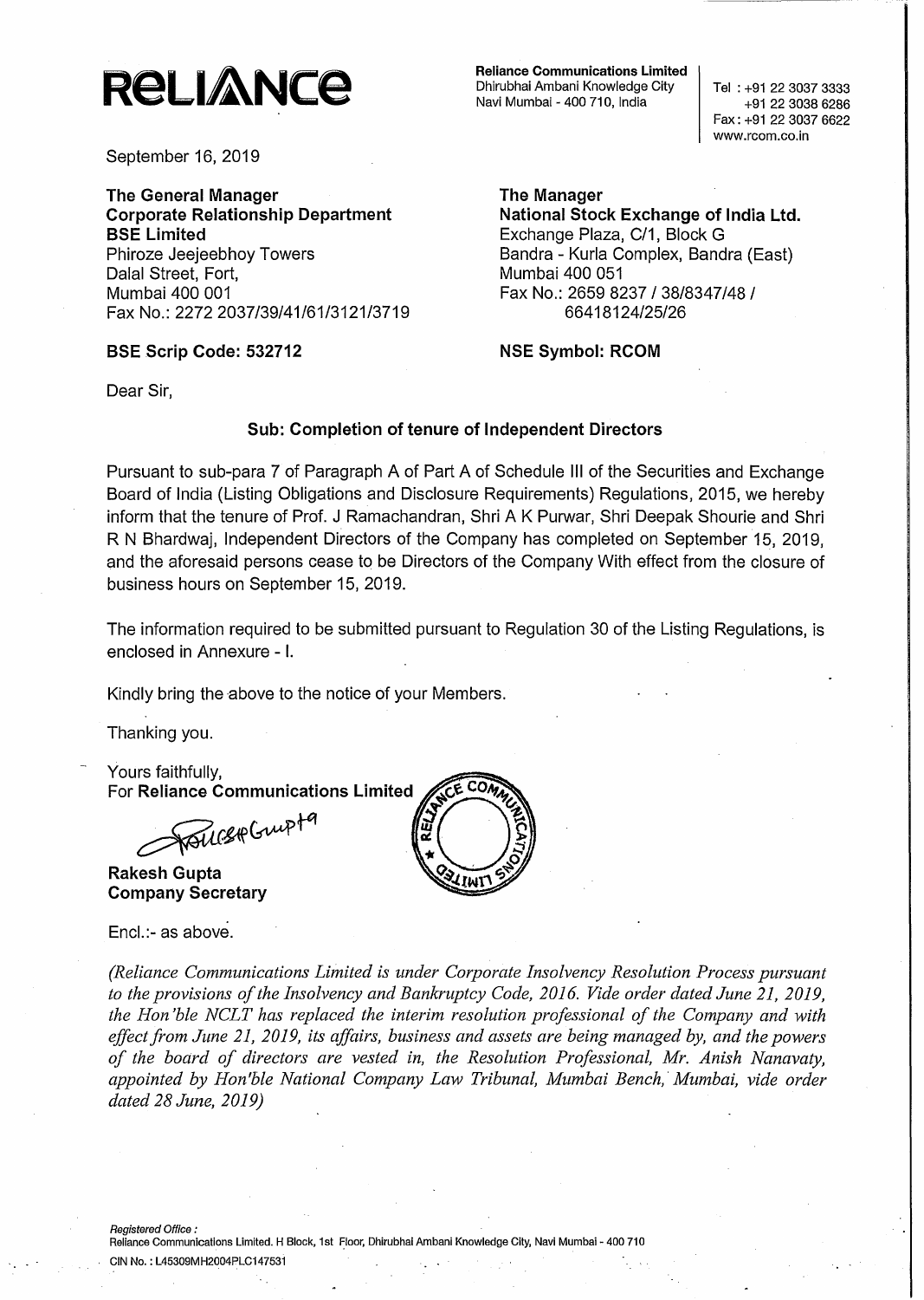# RELIANCE

**Reliance Communications Limited**
Dhirubhai Ambani Knowledge City
Navi Mumbai - 400 710, India

Tel : +91 22 3037 3333
+91 22 3038 6286
Fax : +91 22 3037 6622
www.rcom.co.in

September 16, 2019

**The General Manager**
**Corporate Relationship Department**
**BSE Limited**
Phiroze Jeejeebhoy Towers
Dalal Street, Fort,
Mumbai 400 001
Fax No.: 2272 2037/39/41/61/3121/3719

**BSE Scrip Code: 532712**

**The Manager**
**National Stock Exchange of India Ltd.**
Exchange Plaza, C/1, Block G
Bandra - Kurla Complex, Bandra (East)
Mumbai 400 051
Fax No.: 2659 8237 / 38/8347/48 / 66418124/25/26

**NSE Symbol: RCOM**

Dear Sir,

**Sub: Completion of tenure of Independent Directors**

Pursuant to sub-para 7 of Paragraph A of Part A of Schedule III of the Securities and Exchange Board of India (Listing Obligations and Disclosure Requirements) Regulations, 2015, we hereby inform that the tenure of Prof. J Ramachandran, Shri A K Purwar, Shri Deepak Shourie and Shri R N Bhardwaj, Independent Directors of the Company has completed on September 15, 2019, and the aforesaid persons cease to be Directors of the Company With effect from the closure of business hours on September 15, 2019.

The information required to be submitted pursuant to Regulation 30 of the Listing Regulations, is enclosed in Annexure - I.

Kindly bring the above to the notice of your Members.

Thanking you.

Yours faithfully,
For **Reliance Communications Limited**

**Rakesh Gupta**
**Company Secretary**

Encl.:- as above.

*(Reliance Communications Limited is under Corporate Insolvency Resolution Process pursuant to the provisions of the Insolvency and Bankruptcy Code, 2016. Vide order dated June 21, 2019, the Hon'ble NCLT has replaced the interim resolution professional of the Company and with effect from June 21, 2019, its affairs, business and assets are being managed by, and the powers of the board of directors are vested in, the Resolution Professional, Mr. Anish Nanavaty, appointed by Hon'ble National Company Law Tribunal, Mumbai Bench, Mumbai, vide order dated 28 June, 2019)*

*Registered Office :*
Reliance Communications Limited. H Block, 1st Floor, Dhirubhai Ambani Knowledge City, Navi Mumbai - 400 710
CIN No. : L45309MH2004PLC147531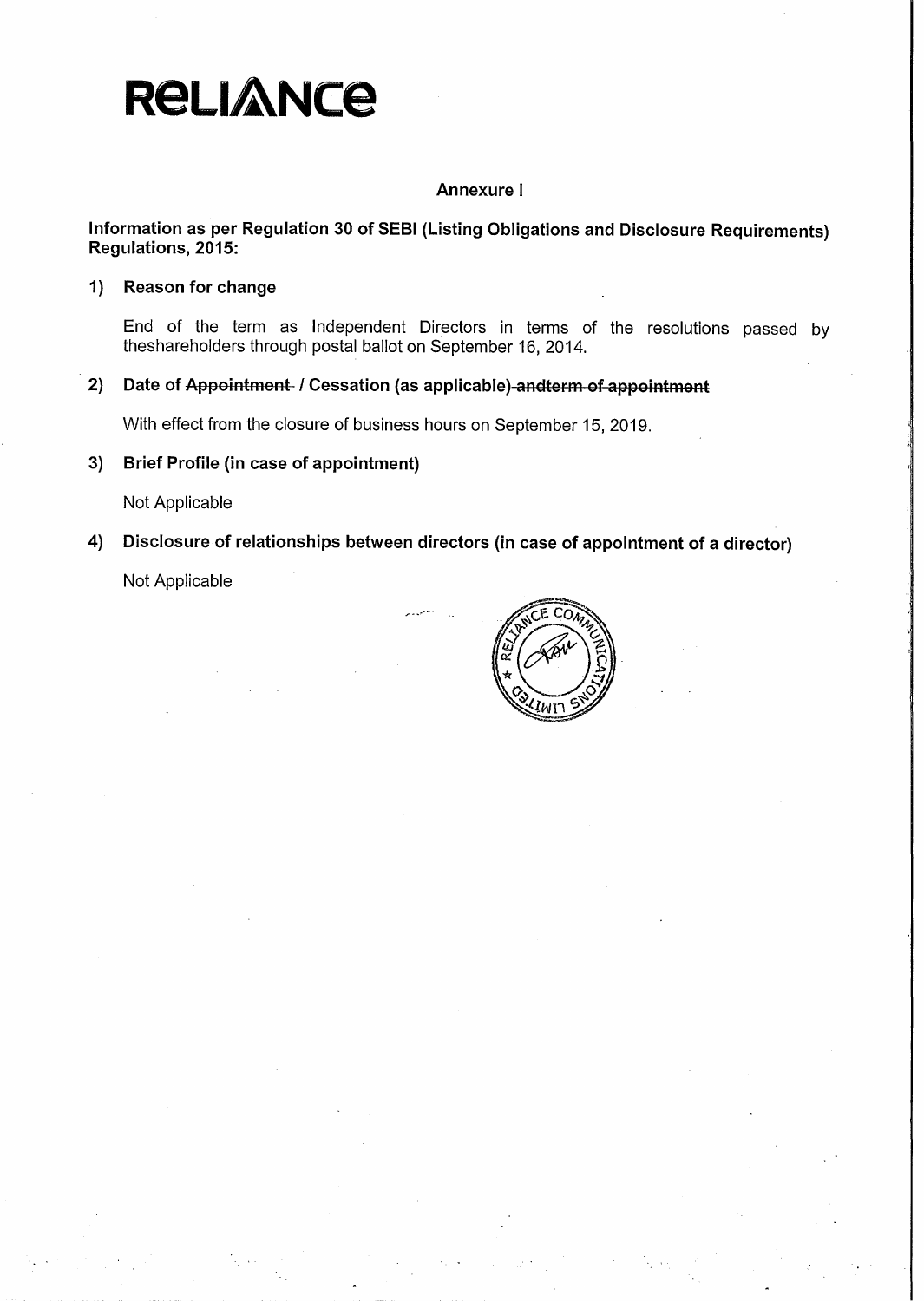# RELIANCE

**Annexure I**

**Information as per Regulation 30 of SEBI (Listing Obligations and Disclosure Requirements) Regulations, 2015:**

1) **Reason for change**

   End of the term as Independent Directors in terms of the resolutions passed by theshareholders through postal ballot on September 16, 2014.

2) **Date of ~~Appointment~~ / Cessation (as applicable)~~ andterm of appointment~~**

   With effect from the closure of business hours on September 15, 2019.

3) **Brief Profile (in case of appointment)**

   Not Applicable

4) **Disclosure of relationships between directors (in case of appointment of a director)**

   Not Applicable